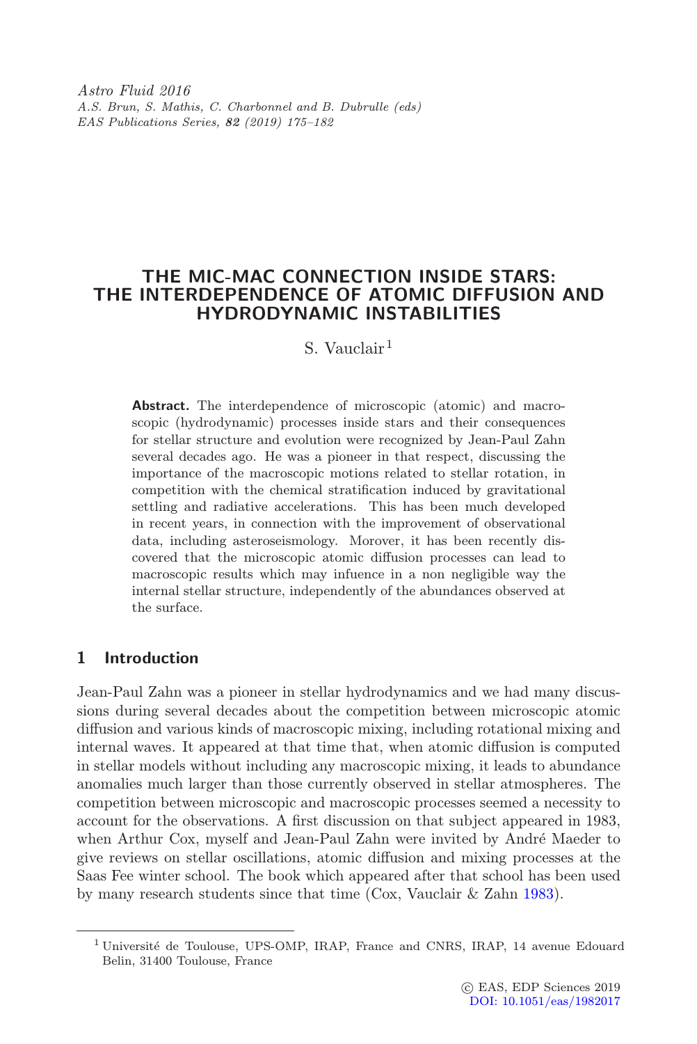# THE MIC-MAC CONNECTION INSIDE STARS: THE INTERDEPENDENCE OF ATOMIC DIFFUSION AND HYDRODYNAMIC INSTABILITIES

S. Vauclair[1]

**Abstract.** The interdependence of microscopic (atomic) and macroscopic (hydrodynamic) processes inside stars and their consequences for stellar structure and evolution were recognized by Jean-Paul Zahn several decades ago. He was a pioneer in that respect, discussing the importance of the macroscopic motions related to stellar rotation, in competition with the chemical stratification induced by gravitational settling and radiative accelerations. This has been much developed in recent years, in connection with the improvement of observational data, including asteroseismology. Morover, it has been recently discovered that the microscopic atomic diffusion processes can lead to macroscopic results which may infuence in a non negligible way the internal stellar structure, independently of the abundances observed at the surface.

## 1 Introduction

Jean-Paul Zahn was a pioneer in stellar hydrodynamics and we had many discussions during several decades about the competition between microscopic atomic diffusion and various kinds of macroscopic mixing, including rotational mixing and internal waves. It appeared at that time that, when atomic diffusion is computed in stellar models without including any macroscopic mixing, it leads to abundance anomalies much larger than those currently observed in stellar atmospheres. The competition between microscopic and macroscopic processes seemed a necessity to account for the observations. A first discussion on that subject appeared in 1983, when Arthur Cox, myself and Jean-Paul Zahn were invited by André Maeder to give reviews on stellar oscillations, atomic diffusion and mixing processes at the Saas Fee winter school. The book which appeared after that school has been used by many research students since that time (Cox, Vauclair & Zahn 1983).

[1] Université de Toulouse, UPS-OMP, IRAP, France and CNRS, IRAP, 14 avenue Edouard Belin, 31400 Toulouse, France

© EAS, EDP Sciences 2019
DOI: 10.1051/eas/1982017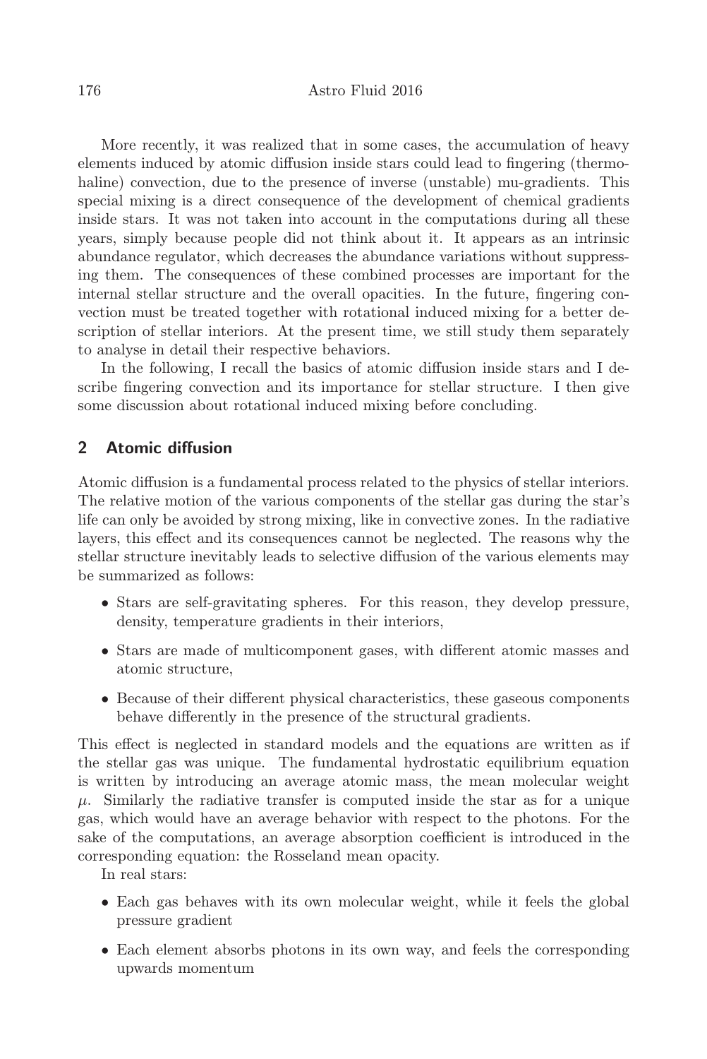More recently, it was realized that in some cases, the accumulation of heavy elements induced by atomic diffusion inside stars could lead to fingering (thermohaline) convection, due to the presence of inverse (unstable) mu-gradients. This special mixing is a direct consequence of the development of chemical gradients inside stars. It was not taken into account in the computations during all these years, simply because people did not think about it. It appears as an intrinsic abundance regulator, which decreases the abundance variations without suppressing them. The consequences of these combined processes are important for the internal stellar structure and the overall opacities. In the future, fingering convection must be treated together with rotational induced mixing for a better description of stellar interiors. At the present time, we still study them separately to analyse in detail their respective behaviors.

In the following, I recall the basics of atomic diffusion inside stars and I describe fingering convection and its importance for stellar structure. I then give some discussion about rotational induced mixing before concluding.

## 2 Atomic diffusion

Atomic diffusion is a fundamental process related to the physics of stellar interiors. The relative motion of the various components of the stellar gas during the star's life can only be avoided by strong mixing, like in convective zones. In the radiative layers, this effect and its consequences cannot be neglected. The reasons why the stellar structure inevitably leads to selective diffusion of the various elements may be summarized as follows:

- Stars are self-gravitating spheres. For this reason, they develop pressure, density, temperature gradients in their interiors,
- Stars are made of multicomponent gases, with different atomic masses and atomic structure,
- Because of their different physical characteristics, these gaseous components behave differently in the presence of the structural gradients.

This effect is neglected in standard models and the equations are written as if the stellar gas was unique. The fundamental hydrostatic equilibrium equation is written by introducing an average atomic mass, the mean molecular weight $\mu$. Similarly the radiative transfer is computed inside the star as for a unique gas, which would have an average behavior with respect to the photons. For the sake of the computations, an average absorption coefficient is introduced in the corresponding equation: the Rosseland mean opacity.

In real stars:

- Each gas behaves with its own molecular weight, while it feels the global pressure gradient
- Each element absorbs photons in its own way, and feels the corresponding upwards momentum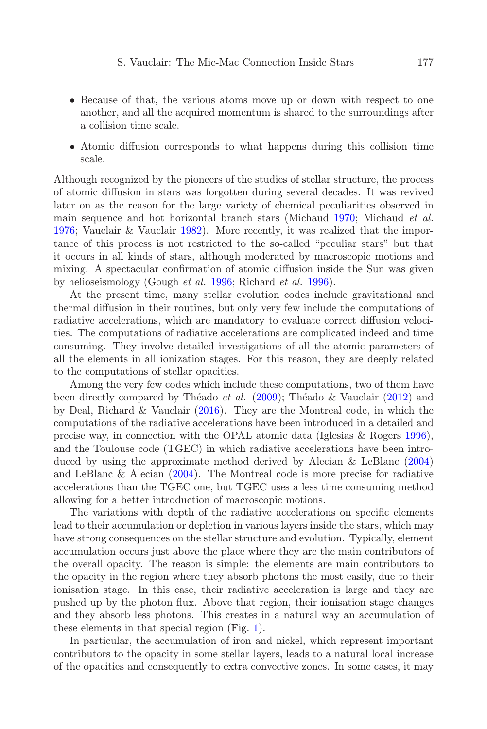- Because of that, the various atoms move up or down with respect to one another, and all the acquired momentum is shared to the surroundings after a collision time scale.
- Atomic diffusion corresponds to what happens during this collision time scale.

Although recognized by the pioneers of the studies of stellar structure, the process of atomic diffusion in stars was forgotten during several decades. It was revived later on as the reason for the large variety of chemical peculiarities observed in main sequence and hot horizontal branch stars (Michaud 1970; Michaud *et al.* 1976; Vauclair & Vauclair 1982). More recently, it was realized that the importance of this process is not restricted to the so-called "peculiar stars" but that it occurs in all kinds of stars, although moderated by macroscopic motions and mixing. A spectacular confirmation of atomic diffusion inside the Sun was given by helioseismology (Gough *et al.* 1996; Richard *et al.* 1996).

At the present time, many stellar evolution codes include gravitational and thermal diffusion in their routines, but only very few include the computations of radiative accelerations, which are mandatory to evaluate correct diffusion velocities. The computations of radiative accelerations are complicated indeed and time consuming. They involve detailed investigations of all the atomic parameters of all the elements in all ionization stages. For this reason, they are deeply related to the computations of stellar opacities.

Among the very few codes which include these computations, two of them have been directly compared by Théado *et al.* (2009); Théado & Vauclair (2012) and by Deal, Richard & Vauclair (2016). They are the Montreal code, in which the computations of the radiative accelerations have been introduced in a detailed and precise way, in connection with the OPAL atomic data (Iglesias & Rogers 1996), and the Toulouse code (TGEC) in which radiative accelerations have been introduced by using the approximate method derived by Alecian & LeBlanc (2004) and LeBlanc & Alecian (2004). The Montreal code is more precise for radiative accelerations than the TGEC one, but TGEC uses a less time consuming method allowing for a better introduction of macroscopic motions.

The variations with depth of the radiative accelerations on specific elements lead to their accumulation or depletion in various layers inside the stars, which may have strong consequences on the stellar structure and evolution. Typically, element accumulation occurs just above the place where they are the main contributors of the overall opacity. The reason is simple: the elements are main contributors to the opacity in the region where they absorb photons the most easily, due to their ionisation stage. In this case, their radiative acceleration is large and they are pushed up by the photon flux. Above that region, their ionisation stage changes and they absorb less photons. This creates in a natural way an accumulation of these elements in that special region (Fig. 1).

In particular, the accumulation of iron and nickel, which represent important contributors to the opacity in some stellar layers, leads to a natural local increase of the opacities and consequently to extra convective zones. In some cases, it may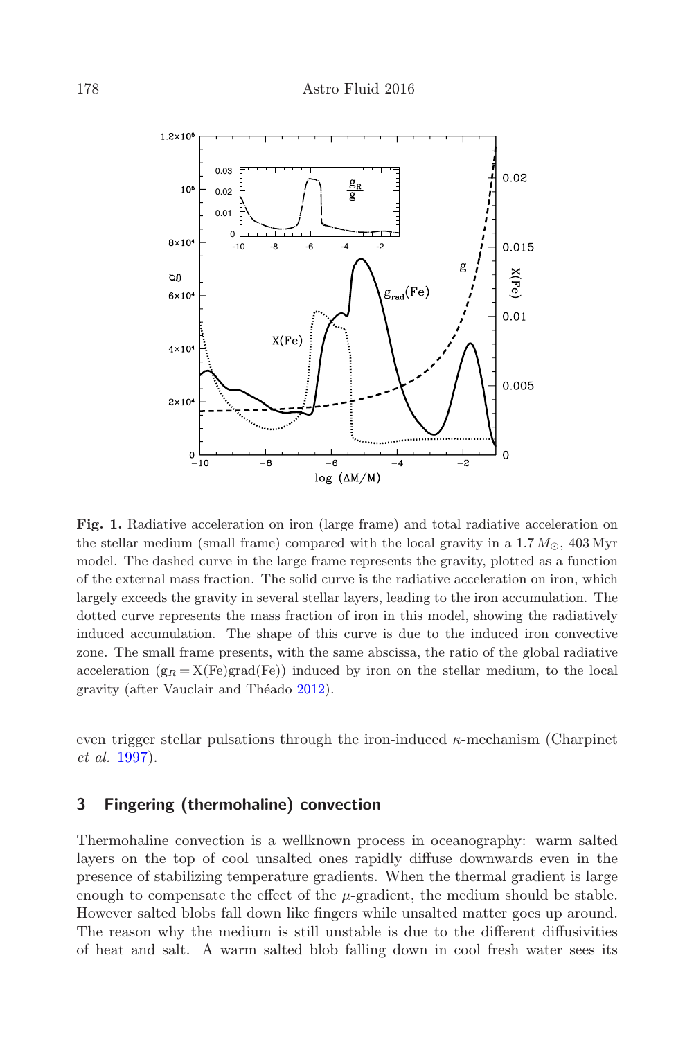**Fig. 1.** Radiative acceleration on iron (large frame) and total radiative acceleration on the stellar medium (small frame) compared with the local gravity in a $1.7\,M_{\odot}$, 403 Myr model. The dashed curve in the large frame represents the gravity, plotted as a function of the external mass fraction. The solid curve is the radiative acceleration on iron, which largely exceeds the gravity in several stellar layers, leading to the iron accumulation. The dotted curve represents the mass fraction of iron in this model, showing the radiatively induced accumulation. The shape of this curve is due to the induced iron convective zone. The small frame presents, with the same abscissa, the ratio of the global radiative acceleration ($g_R = X(Fe)grad(Fe)$) induced by iron on the stellar medium, to the local gravity (after Vauclair and Théado 2012).

even trigger stellar pulsations through the iron-induced $\kappa$-mechanism (Charpinet *et al.* 1997).

## 3 Fingering (thermohaline) convection

Thermohaline convection is a wellknown process in oceanography: warm salted layers on the top of cool unsalted ones rapidly diffuse downwards even in the presence of stabilizing temperature gradients. When the thermal gradient is large enough to compensate the effect of the $\mu$-gradient, the medium should be stable. However salted blobs fall down like fingers while unsalted matter goes up around. The reason why the medium is still unstable is due to the different diffusivities of heat and salt. A warm salted blob falling down in cool fresh water sees its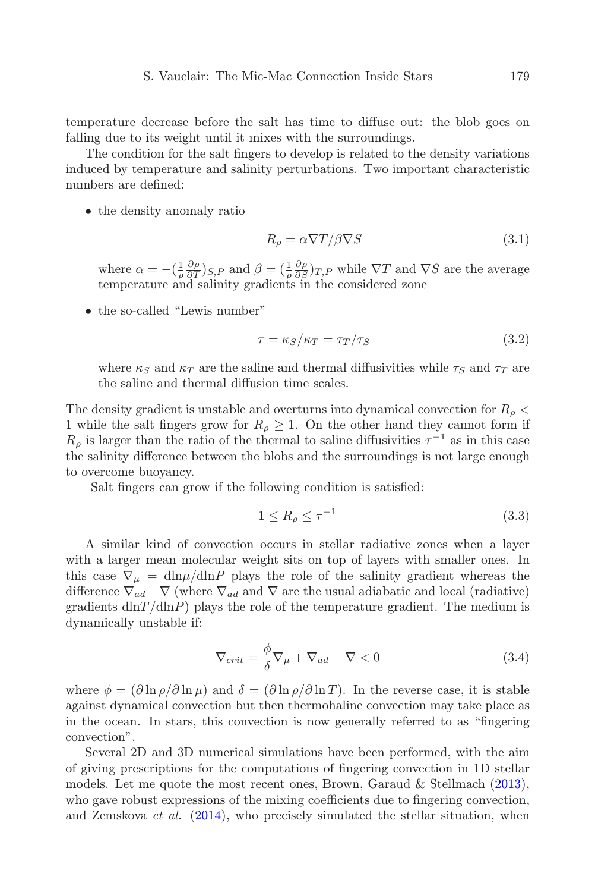temperature decrease before the salt has time to diffuse out: the blob goes on falling due to its weight until it mixes with the surroundings.

The condition for the salt fingers to develop is related to the density variations induced by temperature and salinity perturbations. Two important characteristic numbers are defined:

- the density anomaly ratio

$$R_\rho = \alpha \nabla T / \beta \nabla S \tag{3.1}$$

  where $\alpha = -(\frac{1}{\rho}\frac{\partial \rho}{\partial T})_{S,P}$ and $\beta = (\frac{1}{\rho}\frac{\partial \rho}{\partial S})_{T,P}$ while $\nabla T$ and $\nabla S$ are the average temperature and salinity gradients in the considered zone

- the so-called "Lewis number"

$$\tau = \kappa_S / \kappa_T = \tau_T / \tau_S \tag{3.2}$$

  where $\kappa_S$ and $\kappa_T$ are the saline and thermal diffusivities while $\tau_S$ and $\tau_T$ are the saline and thermal diffusion time scales.

The density gradient is unstable and overturns into dynamical convection for $R_\rho < 1$ while the salt fingers grow for $R_\rho \geq 1$. On the other hand they cannot form if $R_\rho$ is larger than the ratio of the thermal to saline diffusivities $\tau^{-1}$ as in this case the salinity difference between the blobs and the surroundings is not large enough to overcome buoyancy.

Salt fingers can grow if the following condition is satisfied:

$$1 \leq R_\rho \leq \tau^{-1} \tag{3.3}$$

A similar kind of convection occurs in stellar radiative zones when a layer with a larger mean molecular weight sits on top of layers with smaller ones. In this case $\nabla_\mu = \mathrm{d}\ln\mu/\mathrm{d}\ln P$ plays the role of the salinity gradient whereas the difference $\nabla_{ad} - \nabla$ (where $\nabla_{ad}$ and $\nabla$ are the usual adiabatic and local (radiative) gradients $\mathrm{d}\ln T/\mathrm{d}\ln P$) plays the role of the temperature gradient. The medium is dynamically unstable if:

$$\nabla_{crit} = \frac{\phi}{\delta}\nabla_\mu + \nabla_{ad} - \nabla < 0 \tag{3.4}$$

where $\phi = (\partial \ln \rho / \partial \ln \mu)$ and $\delta = (\partial \ln \rho / \partial \ln T)$. In the reverse case, it is stable against dynamical convection but then thermohaline convection may take place as in the ocean. In stars, this convection is now generally referred to as "fingering convection".

Several 2D and 3D numerical simulations have been performed, with the aim of giving prescriptions for the computations of fingering convection in 1D stellar models. Let me quote the most recent ones, Brown, Garaud & Stellmach (2013), who gave robust expressions of the mixing coefficients due to fingering convection, and Zemskova *et al.* (2014), who precisely simulated the stellar situation, when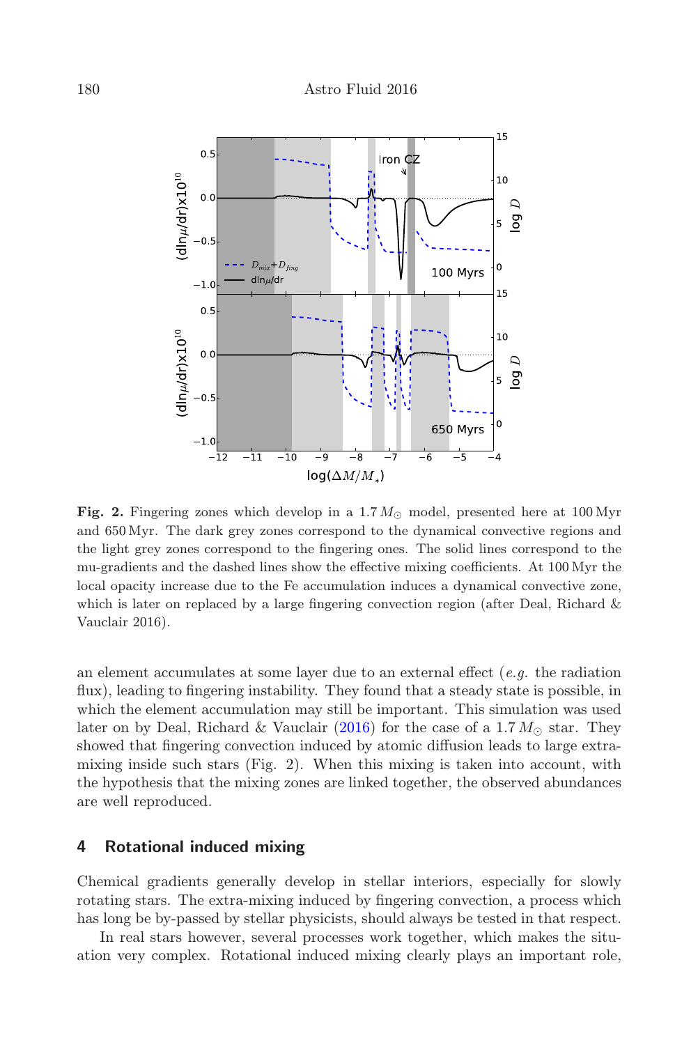**Fig. 2.** Fingering zones which develop in a 1.7 $M_{\odot}$ model, presented here at 100 Myr and 650 Myr. The dark grey zones correspond to the dynamical convective regions and the light grey zones correspond to the fingering ones. The solid lines correspond to the mu-gradients and the dashed lines show the effective mixing coefficients. At 100 Myr the local opacity increase due to the Fe accumulation induces a dynamical convective zone, which is later on replaced by a large fingering convection region (after Deal, Richard & Vauclair 2016).

an element accumulates at some layer due to an external effect (*e.g.* the radiation flux), leading to fingering instability. They found that a steady state is possible, in which the element accumulation may still be important. This simulation was used later on by Deal, Richard & Vauclair (2016) for the case of a 1.7 $M_{\odot}$ star. They showed that fingering convection induced by atomic diffusion leads to large extra-mixing inside such stars (Fig. 2). When this mixing is taken into account, with the hypothesis that the mixing zones are linked together, the observed abundances are well reproduced.

## 4 Rotational induced mixing

Chemical gradients generally develop in stellar interiors, especially for slowly rotating stars. The extra-mixing induced by fingering convection, a process which has long be by-passed by stellar physicists, should always be tested in that respect.

In real stars however, several processes work together, which makes the situation very complex. Rotational induced mixing clearly plays an important role,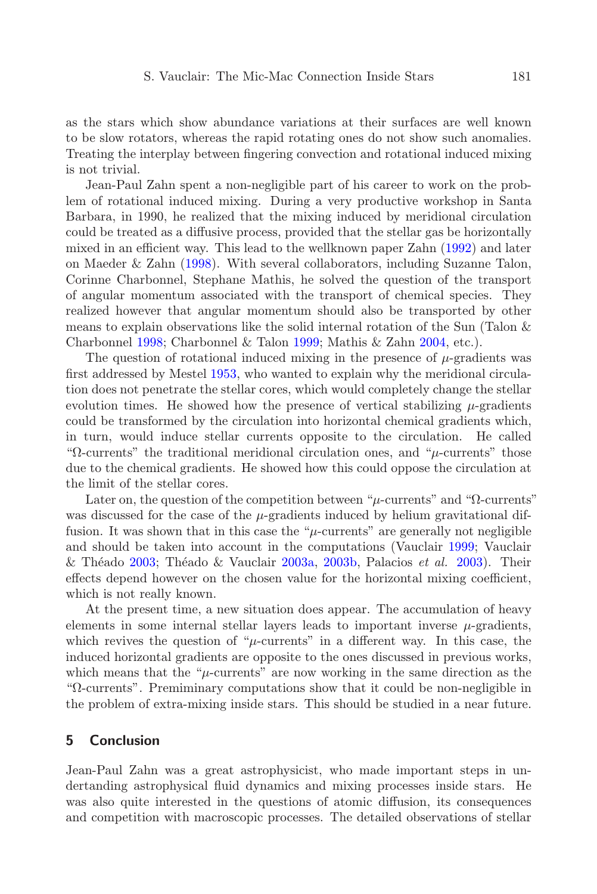as the stars which show abundance variations at their surfaces are well known to be slow rotators, whereas the rapid rotating ones do not show such anomalies. Treating the interplay between fingering convection and rotational induced mixing is not trivial.

Jean-Paul Zahn spent a non-negligible part of his career to work on the problem of rotational induced mixing. During a very productive workshop in Santa Barbara, in 1990, he realized that the mixing induced by meridional circulation could be treated as a diffusive process, provided that the stellar gas be horizontally mixed in an efficient way. This lead to the wellknown paper Zahn (1992) and later on Maeder & Zahn (1998). With several collaborators, including Suzanne Talon, Corinne Charbonnel, Stephane Mathis, he solved the question of the transport of angular momentum associated with the transport of chemical species. They realized however that angular momentum should also be transported by other means to explain observations like the solid internal rotation of the Sun (Talon & Charbonnel 1998; Charbonnel & Talon 1999; Mathis & Zahn 2004, etc.).

The question of rotational induced mixing in the presence of $\mu$-gradients was first addressed by Mestel 1953, who wanted to explain why the meridional circulation does not penetrate the stellar cores, which would completely change the stellar evolution times. He showed how the presence of vertical stabilizing $\mu$-gradients could be transformed by the circulation into horizontal chemical gradients which, in turn, would induce stellar currents opposite to the circulation. He called "$\Omega$-currents" the traditional meridional circulation ones, and "$\mu$-currents" those due to the chemical gradients. He showed how this could oppose the circulation at the limit of the stellar cores.

Later on, the question of the competition between "$\mu$-currents" and "$\Omega$-currents" was discussed for the case of the $\mu$-gradients induced by helium gravitational diffusion. It was shown that in this case the "$\mu$-currents" are generally not negligible and should be taken into account in the computations (Vauclair 1999; Vauclair & Théado 2003; Théado & Vauclair 2003a, 2003b, Palacios *et al.* 2003). Their effects depend however on the chosen value for the horizontal mixing coefficient, which is not really known.

At the present time, a new situation does appear. The accumulation of heavy elements in some internal stellar layers leads to important inverse $\mu$-gradients, which revives the question of "$\mu$-currents" in a different way. In this case, the induced horizontal gradients are opposite to the ones discussed in previous works, which means that the "$\mu$-currents" are now working in the same direction as the "$\Omega$-currents". Premiminary computations show that it could be non-negligible in the problem of extra-mixing inside stars. This should be studied in a near future.

## 5 Conclusion

Jean-Paul Zahn was a great astrophysicist, who made important steps in undertanding astrophysical fluid dynamics and mixing processes inside stars. He was also quite interested in the questions of atomic diffusion, its consequences and competition with macroscopic processes. The detailed observations of stellar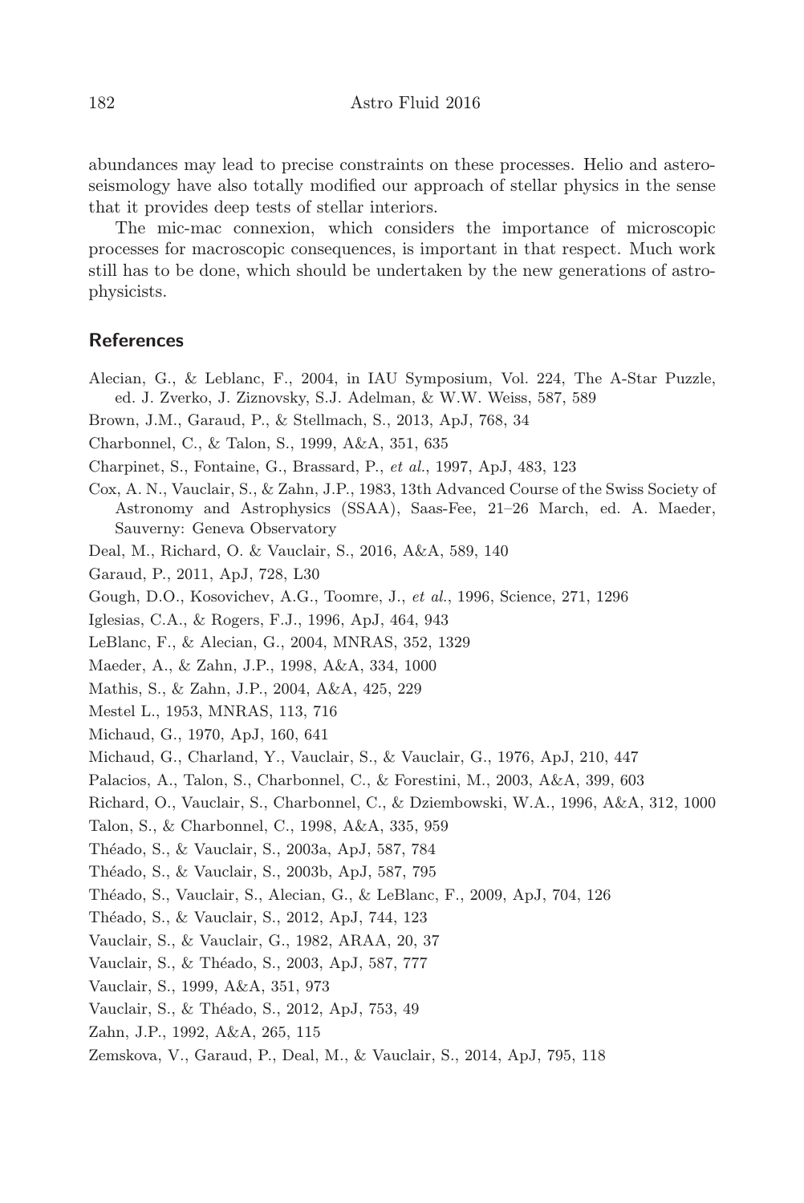abundances may lead to precise constraints on these processes. Helio and asteroseismology have also totally modified our approach of stellar physics in the sense that it provides deep tests of stellar interiors.

The mic-mac connexion, which considers the importance of microscopic processes for macroscopic consequences, is important in that respect. Much work still has to be done, which should be undertaken by the new generations of astrophysicists.

## References

Alecian, G., & Leblanc, F., 2004, in IAU Symposium, Vol. 224, The A-Star Puzzle, ed. J. Zverko, J. Ziznovsky, S.J. Adelman, & W.W. Weiss, 587, 589

Brown, J.M., Garaud, P., & Stellmach, S., 2013, ApJ, 768, 34

Charbonnel, C., & Talon, S., 1999, A&A, 351, 635

Charpinet, S., Fontaine, G., Brassard, P., *et al.*, 1997, ApJ, 483, 123

Cox, A. N., Vauclair, S., & Zahn, J.P., 1983, 13th Advanced Course of the Swiss Society of Astronomy and Astrophysics (SSAA), Saas-Fee, 21–26 March, ed. A. Maeder, Sauverny: Geneva Observatory

Deal, M., Richard, O. & Vauclair, S., 2016, A&A, 589, 140

Garaud, P., 2011, ApJ, 728, L30

Gough, D.O., Kosovichev, A.G., Toomre, J., *et al.*, 1996, Science, 271, 1296

Iglesias, C.A., & Rogers, F.J., 1996, ApJ, 464, 943

LeBlanc, F., & Alecian, G., 2004, MNRAS, 352, 1329

Maeder, A., & Zahn, J.P., 1998, A&A, 334, 1000

Mathis, S., & Zahn, J.P., 2004, A&A, 425, 229

Mestel L., 1953, MNRAS, 113, 716

Michaud, G., 1970, ApJ, 160, 641

Michaud, G., Charland, Y., Vauclair, S., & Vauclair, G., 1976, ApJ, 210, 447

Palacios, A., Talon, S., Charbonnel, C., & Forestini, M., 2003, A&A, 399, 603

Richard, O., Vauclair, S., Charbonnel, C., & Dziembowski, W.A., 1996, A&A, 312, 1000

Talon, S., & Charbonnel, C., 1998, A&A, 335, 959

Théado, S., & Vauclair, S., 2003a, ApJ, 587, 784

Théado, S., & Vauclair, S., 2003b, ApJ, 587, 795

Théado, S., Vauclair, S., Alecian, G., & LeBlanc, F., 2009, ApJ, 704, 126

Théado, S., & Vauclair, S., 2012, ApJ, 744, 123

Vauclair, S., & Vauclair, G., 1982, ARAA, 20, 37

Vauclair, S., & Théado, S., 2003, ApJ, 587, 777

Vauclair, S., 1999, A&A, 351, 973

Vauclair, S., & Théado, S., 2012, ApJ, 753, 49

Zahn, J.P., 1992, A&A, 265, 115

Zemskova, V., Garaud, P., Deal, M., & Vauclair, S., 2014, ApJ, 795, 118